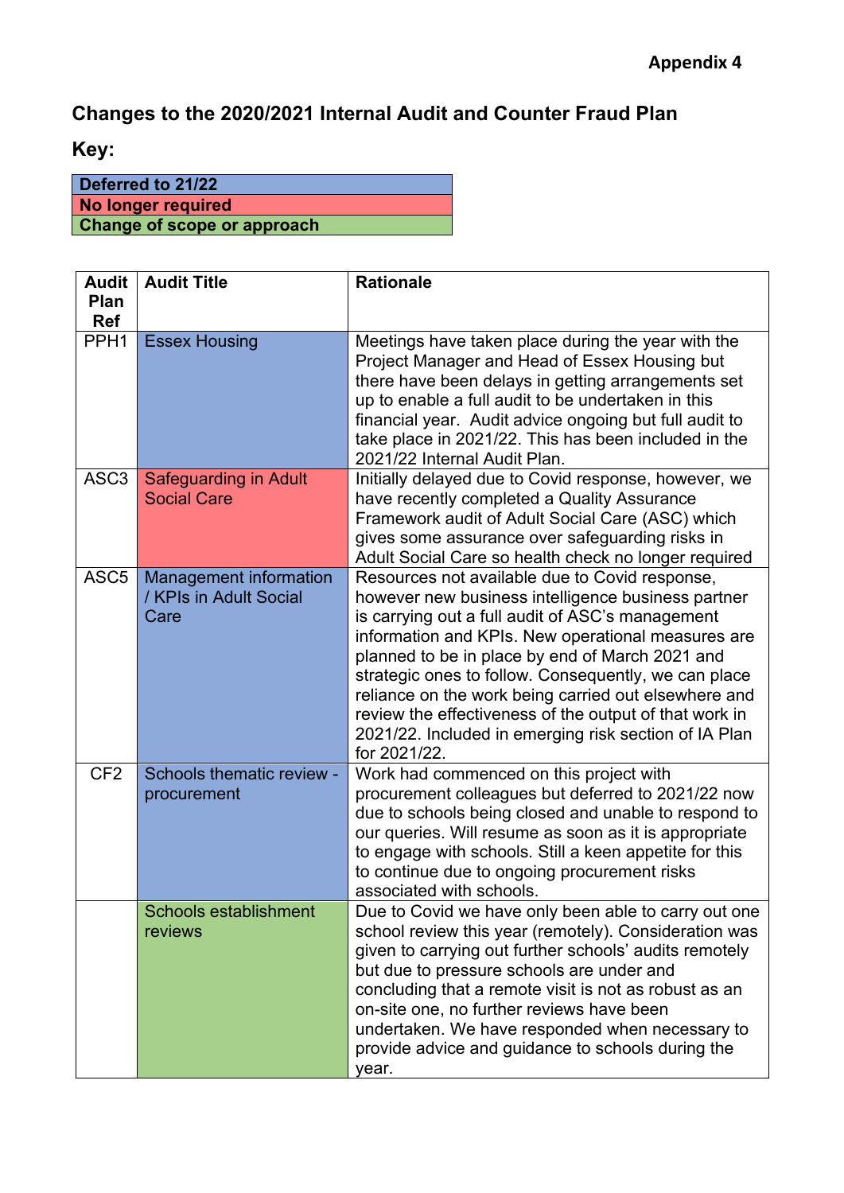**Appendix 4**

## Changes to the 2020/2021 Internal Audit and Counter Fraud Plan

**Key:**

| |
|---|
| **Deferred to 21/22** |
| **No longer required** |
| **Change of scope or approach** |

| Audit Plan Ref | Audit Title | Rationale |
|---|---|---|
| PPH1 | Essex Housing | Meetings have taken place during the year with the Project Manager and Head of Essex Housing but there have been delays in getting arrangements set up to enable a full audit to be undertaken in this financial year. Audit advice ongoing but full audit to take place in 2021/22. This has been included in the 2021/22 Internal Audit Plan. |
| ASC3 | Safeguarding in Adult Social Care | Initially delayed due to Covid response, however, we have recently completed a Quality Assurance Framework audit of Adult Social Care (ASC) which gives some assurance over safeguarding risks in Adult Social Care so health check no longer required |
| ASC5 | Management information / KPIs in Adult Social Care | Resources not available due to Covid response, however new business intelligence business partner is carrying out a full audit of ASC's management information and KPIs. New operational measures are planned to be in place by end of March 2021 and strategic ones to follow. Consequently, we can place reliance on the work being carried out elsewhere and review the effectiveness of the output of that work in 2021/22. Included in emerging risk section of IA Plan for 2021/22. |
| CF2 | Schools thematic review - procurement | Work had commenced on this project with procurement colleagues but deferred to 2021/22 now due to schools being closed and unable to respond to our queries. Will resume as soon as it is appropriate to engage with schools. Still a keen appetite for this to continue due to ongoing procurement risks associated with schools. |
| | Schools establishment reviews | Due to Covid we have only been able to carry out one school review this year (remotely). Consideration was given to carrying out further schools' audits remotely but due to pressure schools are under and concluding that a remote visit is not as robust as an on-site one, no further reviews have been undertaken. We have responded when necessary to provide advice and guidance to schools during the year. |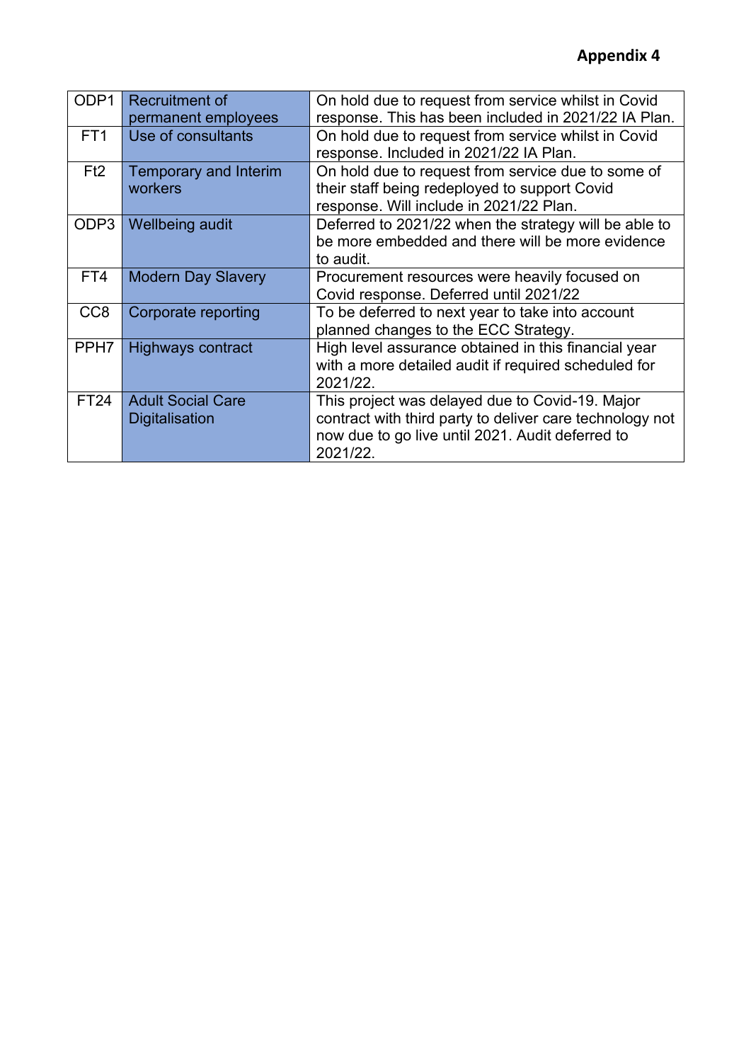**Appendix 4**

| | | |
|---|---|---|
| ODP1 | Recruitment of permanent employees | On hold due to request from service whilst in Covid response. This has been included in 2021/22 IA Plan. |
| FT1 | Use of consultants | On hold due to request from service whilst in Covid response. Included in 2021/22 IA Plan. |
| Ft2 | Temporary and Interim workers | On hold due to request from service due to some of their staff being redeployed to support Covid response. Will include in 2021/22 Plan. |
| ODP3 | Wellbeing audit | Deferred to 2021/22 when the strategy will be able to be more embedded and there will be more evidence to audit. |
| FT4 | Modern Day Slavery | Procurement resources were heavily focused on Covid response. Deferred until 2021/22 |
| CC8 | Corporate reporting | To be deferred to next year to take into account planned changes to the ECC Strategy. |
| PPH7 | Highways contract | High level assurance obtained in this financial year with a more detailed audit if required scheduled for 2021/22. |
| FT24 | Adult Social Care Digitalisation | This project was delayed due to Covid-19. Major contract with third party to deliver care technology not now due to go live until 2021. Audit deferred to 2021/22. |